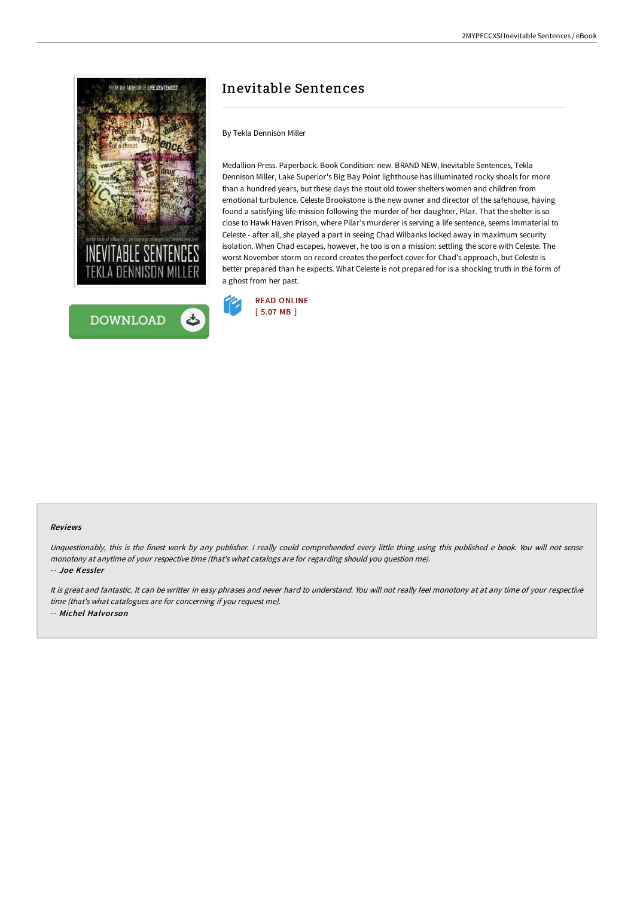# Inevitable Sentences

By Tekla Dennison Miller

Medallion Press. Paperback. Book Condition: new. BRAND NEW, Inevitable Sentences, Tekla Dennison Miller, Lake Superior's Big Bay Point lighthouse has illuminated rocky shoals for more than a hundred years, but these days the stout old tower shelters women and children from emotional turbulence. Celeste Brookstone is the new owner and director of the safehouse, having found a satisfying life-mission following the murder of her daughter, Pilar. That the shelter is so close to Hawk Haven Prison, where Pilar's murderer is serving a life sentence, seems immaterial to Celeste - after all, she played a part in seeing Chad Wilbanks locked away in maximum security isolation. When Chad escapes, however, he too is on a mission: settling the score with Celeste. The worst November storm on record creates the perfect cover for Chad's approach, but Celeste is better prepared than he expects. What Celeste is not prepared for is a shocking truth in the form of a ghost from her past.

READ ONLINE
[ 5.07 MB ]

DOWNLOAD

#### Reviews

*Unquestionably, this is the finest work by any publisher. I really could comprehended every little thing using this published e book. You will not sense monotony at anytime of your respective time (that's what catalogs are for regarding should you question me).*

*-- Joe Kessler*

*It is great and fantastic. It can be writter in easy phrases and never hard to understand. You will not really feel monotony at at any time of your respective time (that's what catalogues are for concerning if you request me).*

*-- Michel Halvorson*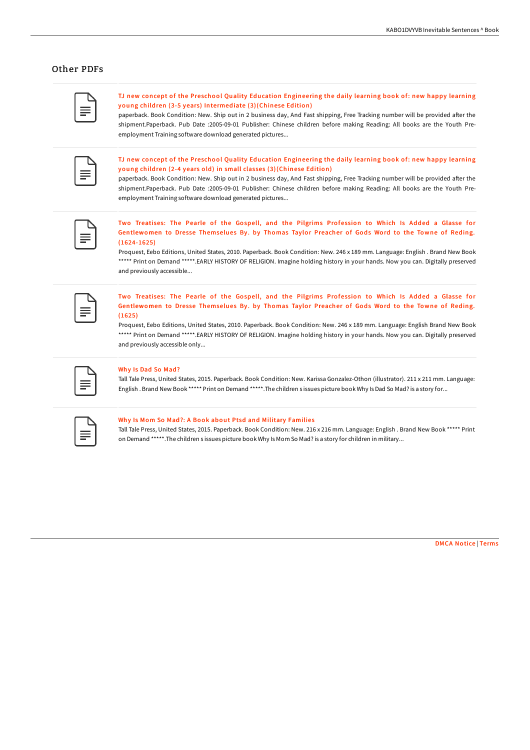## Other PDFs

### TJ new concept of the Preschool Quality Education Engineering the daily learning book of: new happy learning young children (3-5 years) Intermediate (3)(Chinese Edition)

paperback. Book Condition: New. Ship out in 2 business day, And Fast shipping, Free Tracking number will be provided after the shipment.Paperback. Pub Date :2005-09-01 Publisher: Chinese children before making Reading: All books are the Youth Pre-employment Training software download generated pictures...

### TJ new concept of the Preschool Quality Education Engineering the daily learning book of: new happy learning young children (2-4 years old) in small classes (3)(Chinese Edition)

paperback. Book Condition: New. Ship out in 2 business day, And Fast shipping, Free Tracking number will be provided after the shipment.Paperback. Pub Date :2005-09-01 Publisher: Chinese children before making Reading: All books are the Youth Pre-employment Training software download generated pictures...

### Two Treatises: The Pearle of the Gospell, and the Pilgrims Profession to Which Is Added a Glasse for Gentlewomen to Dresse Themselues By. by Thomas Taylor Preacher of Gods Word to the Towne of Reding. (1624-1625)

Proquest, Eebo Editions, United States, 2010. Paperback. Book Condition: New. 246 x 189 mm. Language: English . Brand New Book ***** Print on Demand *****.EARLY HISTORY OF RELIGION. Imagine holding history in your hands. Now you can. Digitally preserved and previously accessible...

### Two Treatises: The Pearle of the Gospell, and the Pilgrims Profession to Which Is Added a Glasse for Gentlewomen to Dresse Themselues By. by Thomas Taylor Preacher of Gods Word to the Towne of Reding. (1625)

Proquest, Eebo Editions, United States, 2010. Paperback. Book Condition: New. 246 x 189 mm. Language: English Brand New Book ***** Print on Demand *****.EARLY HISTORY OF RELIGION. Imagine holding history in your hands. Now you can. Digitally preserved and previously accessible only...

### Why Is Dad So Mad?

Tall Tale Press, United States, 2015. Paperback. Book Condition: New. Karissa Gonzalez-Othon (illustrator). 211 x 211 mm. Language: English . Brand New Book ***** Print on Demand *****.The children s issues picture book Why Is Dad So Mad? is a story for...

### Why Is Mom So Mad?: A Book about Ptsd and Military Families

Tall Tale Press, United States, 2015. Paperback. Book Condition: New. 216 x 216 mm. Language: English . Brand New Book ***** Print on Demand *****.The children s issues picture book Why Is Mom So Mad? is a story for children in military...